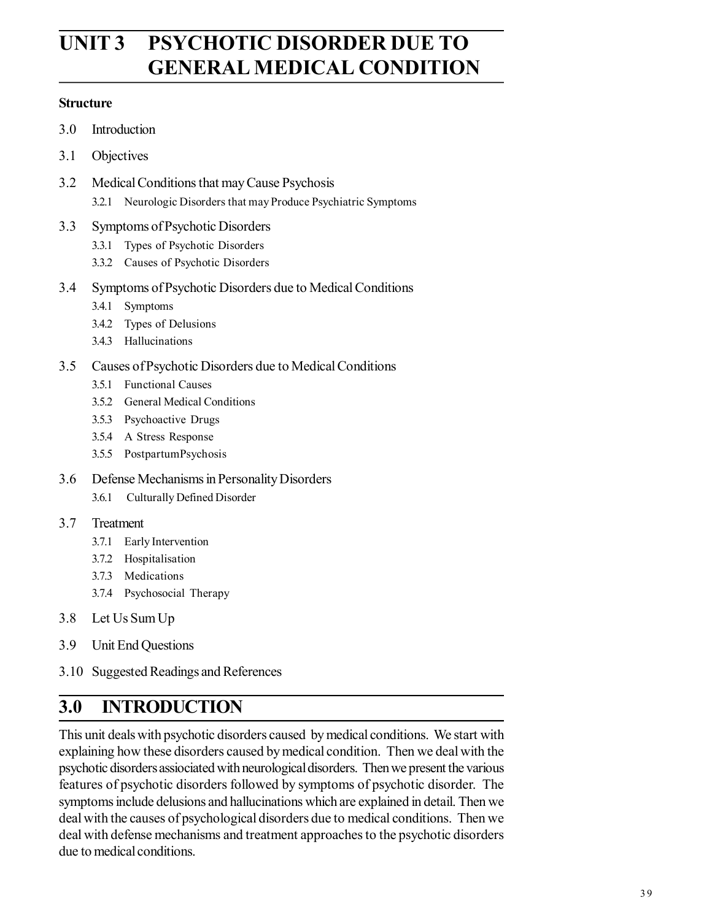# UNIT 3 PSYCHOTIC DISORDER DUE TO GENERAL MEDICAL CONDITION

**Structure**

3.0 Introduction

3.1 Objectives

3.2 Medical Conditions that may Cause Psychosis
- 3.2.1 Neurologic Disorders that may Produce Psychiatric Symptoms

3.3 Symptoms of Psychotic Disorders
- 3.3.1 Types of Psychotic Disorders
- 3.3.2 Causes of Psychotic Disorders

3.4 Symptoms of Psychotic Disorders due to Medical Conditions
- 3.4.1 Symptoms
- 3.4.2 Types of Delusions
- 3.4.3 Hallucinations

3.5 Causes of Psychotic Disorders due to Medical Conditions
- 3.5.1 Functional Causes
- 3.5.2 General Medical Conditions
- 3.5.3 Psychoactive Drugs
- 3.5.4 A Stress Response
- 3.5.5 PostpartumPsychosis

3.6 Defense Mechanisms in Personality Disorders
- 3.6.1 Culturally Defined Disorder

3.7 Treatment
- 3.7.1 Early Intervention
- 3.7.2 Hospitalisation
- 3.7.3 Medications
- 3.7.4 Psychosocial Therapy

3.8 Let Us Sum Up

3.9 Unit End Questions

3.10 Suggested Readings and References

## 3.0 INTRODUCTION

This unit deals with psychotic disorders caused by medical conditions. We start with explaining how these disorders caused by medical condition. Then we deal with the psychotic disorders assiociated with neurological disorders. Then we present the various features of psychotic disorders followed by symptoms of psychotic disorder. The symptoms include delusions and hallucinations which are explained in detail. Then we deal with the causes of psychological disorders due to medical conditions. Then we deal with defense mechanisms and treatment approaches to the psychotic disorders due to medical conditions.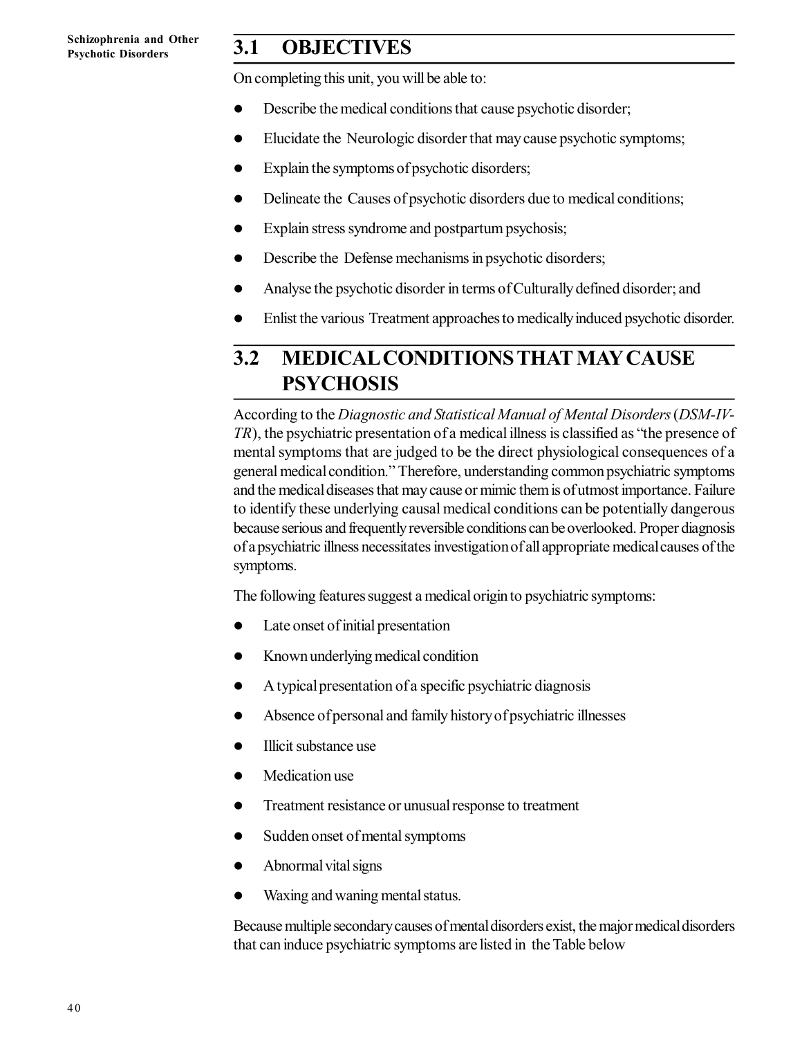## 3.1 OBJECTIVES

On completing this unit, you will be able to:

- Describe the medical conditions that cause psychotic disorder;
- Elucidate the Neurologic disorder that may cause psychotic symptoms;
- Explain the symptoms of psychotic disorders;
- Delineate the Causes of psychotic disorders due to medical conditions;
- Explain stress syndrome and postpartum psychosis;
- Describe the Defense mechanisms in psychotic disorders;
- Analyse the psychotic disorder in terms of Culturally defined disorder; and
- Enlist the various Treatment approaches to medically induced psychotic disorder.

## 3.2 MEDICAL CONDITIONS THAT MAY CAUSE PSYCHOSIS

According to the *Diagnostic and Statistical Manual of Mental Disorders* (*DSM-IV-TR*), the psychiatric presentation of a medical illness is classified as "the presence of mental symptoms that are judged to be the direct physiological consequences of a general medical condition." Therefore, understanding common psychiatric symptoms and the medical diseases that may cause or mimic them is of utmost importance. Failure to identify these underlying causal medical conditions can be potentially dangerous because serious and frequently reversible conditions can be overlooked. Proper diagnosis of a psychiatric illness necessitates investigation of all appropriate medical causes of the symptoms.

The following features suggest a medical origin to psychiatric symptoms:

- Late onset of initial presentation
- Known underlying medical condition
- A typical presentation of a specific psychiatric diagnosis
- Absence of personal and family history of psychiatric illnesses
- Illicit substance use
- Medication use
- Treatment resistance or unusual response to treatment
- Sudden onset of mental symptoms
- Abnormal vital signs
- Waxing and waning mental status.

Because multiple secondary causes of mental disorders exist, the major medical disorders that can induce psychiatric symptoms are listed in the Table below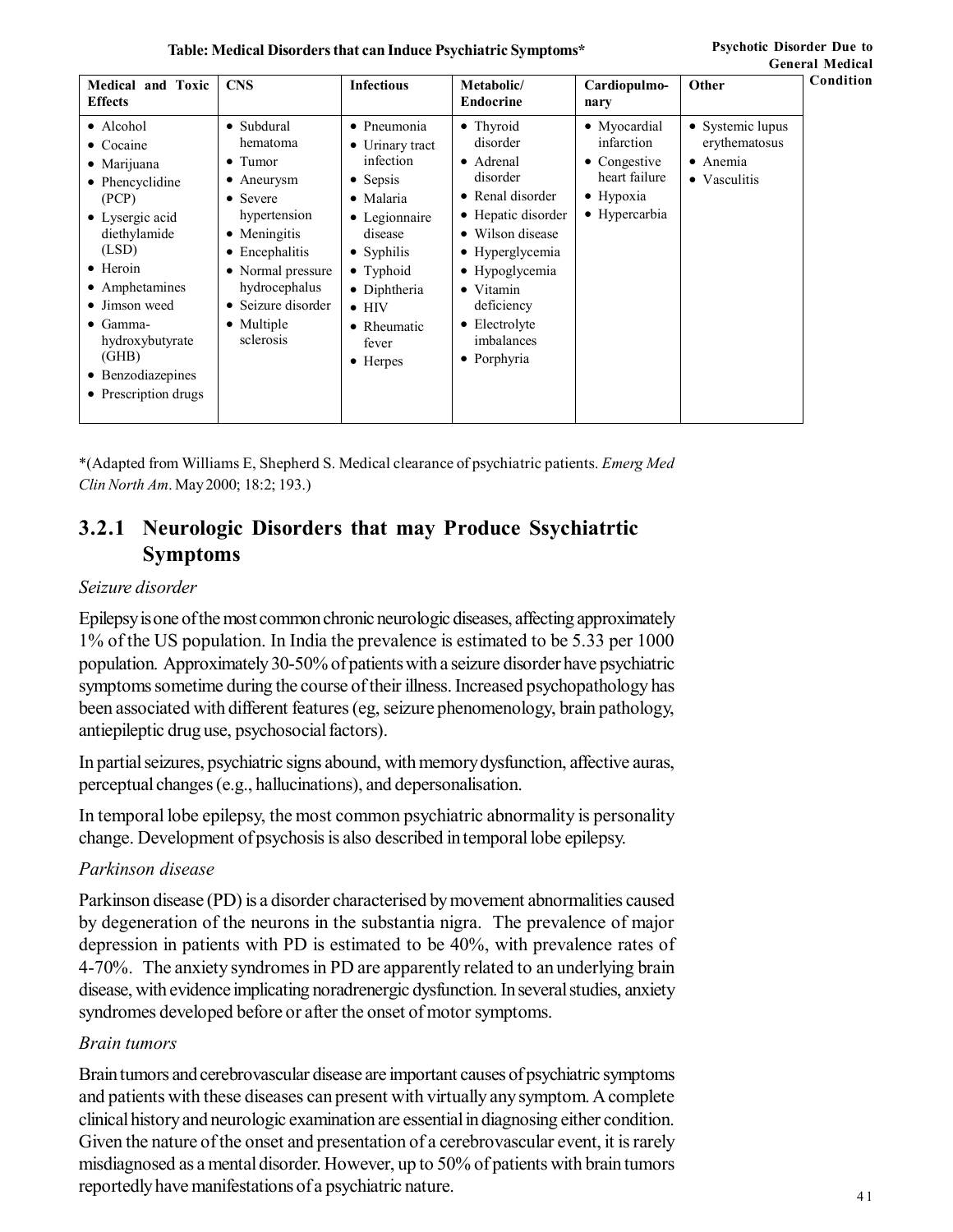**Table: Medical Disorders that can Induce Psychiatric Symptoms***

| Medical and Toxic Effects | CNS | Infectious | Metabolic/ Endocrine | Cardiopulmonary | Other |
|---|---|---|---|---|---|
| • Alcohol<br>• Cocaine<br>• Marijuana<br>• Phencyclidine (PCP)<br>• Lysergic acid diethylamide (LSD)<br>• Heroin<br>• Amphetamines<br>• Jimson weed<br>• Gamma-hydroxybutyrate (GHB)<br>• Benzodiazepines<br>• Prescription drugs | • Subdural hematoma<br>• Tumor<br>• Aneurysm<br>• Severe hypertension<br>• Meningitis<br>• Encephalitis<br>• Normal pressure hydrocephalus<br>• Seizure disorder<br>• Multiple sclerosis | • Pneumonia<br>• Urinary tract infection<br>• Sepsis<br>• Malaria<br>• Legionnaire disease<br>• Syphilis<br>• Typhoid<br>• Diphtheria<br>• HIV<br>• Rheumatic fever<br>• Herpes | • Thyroid disorder<br>• Adrenal disorder<br>• Renal disorder<br>• Hepatic disorder<br>• Wilson disease<br>• Hyperglycemia<br>• Hypoglycemia<br>• Vitamin deficiency<br>• Electrolyte imbalances<br>• Porphyria | • Myocardial infarction<br>• Congestive heart failure<br>• Hypoxia<br>• Hypercarbia | • Systemic lupus erythematosus<br>• Anemia<br>• Vasculitis |

*(Adapted from Williams E, Shepherd S. Medical clearance of psychiatric patients. *Emerg Med Clin North Am*. May 2000; 18:2; 193.)

## 3.2.1 Neurologic Disorders that may Produce Ssychiatrtic Symptoms

*Seizure disorder*

Epilepsy is one of the most common chronic neurologic diseases, affecting approximately 1% of the US population. In India the prevalence is estimated to be 5.33 per 1000 population. Approximately 30-50% of patients with a seizure disorder have psychiatric symptoms sometime during the course of their illness. Increased psychopathology has been associated with different features (eg, seizure phenomenology, brain pathology, antiepileptic drug use, psychosocial factors).

In partial seizures, psychiatric signs abound, with memory dysfunction, affective auras, perceptual changes (e.g., hallucinations), and depersonalisation.

In temporal lobe epilepsy, the most common psychiatric abnormality is personality change. Development of psychosis is also described in temporal lobe epilepsy.

*Parkinson disease*

Parkinson disease (PD) is a disorder characterised by movement abnormalities caused by degeneration of the neurons in the substantia nigra. The prevalence of major depression in patients with PD is estimated to be 40%, with prevalence rates of 4-70%. The anxiety syndromes in PD are apparently related to an underlying brain disease, with evidence implicating noradrenergic dysfunction. In several studies, anxiety syndromes developed before or after the onset of motor symptoms.

*Brain tumors*

Brain tumors and cerebrovascular disease are important causes of psychiatric symptoms and patients with these diseases can present with virtually any symptom. A complete clinical history and neurologic examination are essential in diagnosing either condition. Given the nature of the onset and presentation of a cerebrovascular event, it is rarely misdiagnosed as a mental disorder. However, up to 50% of patients with brain tumors reportedly have manifestations of a psychiatric nature.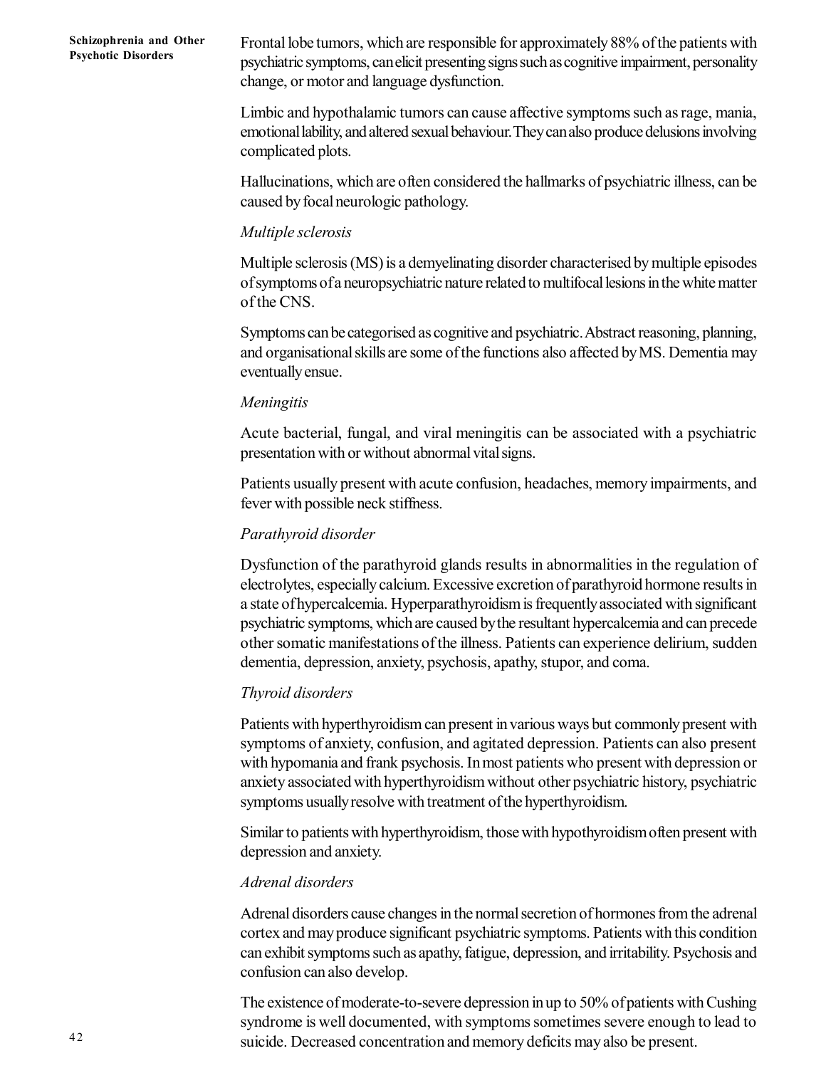Frontal lobe tumors, which are responsible for approximately 88% of the patients with psychiatric symptoms, can elicit presenting signs such as cognitive impairment, personality change, or motor and language dysfunction.

Limbic and hypothalamic tumors can cause affective symptoms such as rage, mania, emotional lability, and altered sexual behaviour. They can also produce delusions involving complicated plots.

Hallucinations, which are often considered the hallmarks of psychiatric illness, can be caused by focal neurologic pathology.

*Multiple sclerosis*

Multiple sclerosis (MS) is a demyelinating disorder characterised by multiple episodes of symptoms of a neuropsychiatric nature related to multifocal lesions in the white matter of the CNS.

Symptoms can be categorised as cognitive and psychiatric. Abstract reasoning, planning, and organisational skills are some of the functions also affected by MS. Dementia may eventually ensue.

*Meningitis*

Acute bacterial, fungal, and viral meningitis can be associated with a psychiatric presentation with or without abnormal vital signs.

Patients usually present with acute confusion, headaches, memory impairments, and fever with possible neck stiffness.

*Parathyroid disorder*

Dysfunction of the parathyroid glands results in abnormalities in the regulation of electrolytes, especially calcium. Excessive excretion of parathyroid hormone results in a state of hypercalcemia. Hyperparathyroidism is frequently associated with significant psychiatric symptoms, which are caused by the resultant hypercalcemia and can precede other somatic manifestations of the illness. Patients can experience delirium, sudden dementia, depression, anxiety, psychosis, apathy, stupor, and coma.

*Thyroid disorders*

Patients with hyperthyroidism can present in various ways but commonly present with symptoms of anxiety, confusion, and agitated depression. Patients can also present with hypomania and frank psychosis. In most patients who present with depression or anxiety associated with hyperthyroidism without other psychiatric history, psychiatric symptoms usually resolve with treatment of the hyperthyroidism.

Similar to patients with hyperthyroidism, those with hypothyroidism often present with depression and anxiety.

*Adrenal disorders*

Adrenal disorders cause changes in the normal secretion of hormones from the adrenal cortex and may produce significant psychiatric symptoms. Patients with this condition can exhibit symptoms such as apathy, fatigue, depression, and irritability. Psychosis and confusion can also develop.

The existence of moderate-to-severe depression in up to 50% of patients with Cushing syndrome is well documented, with symptoms sometimes severe enough to lead to suicide. Decreased concentration and memory deficits may also be present.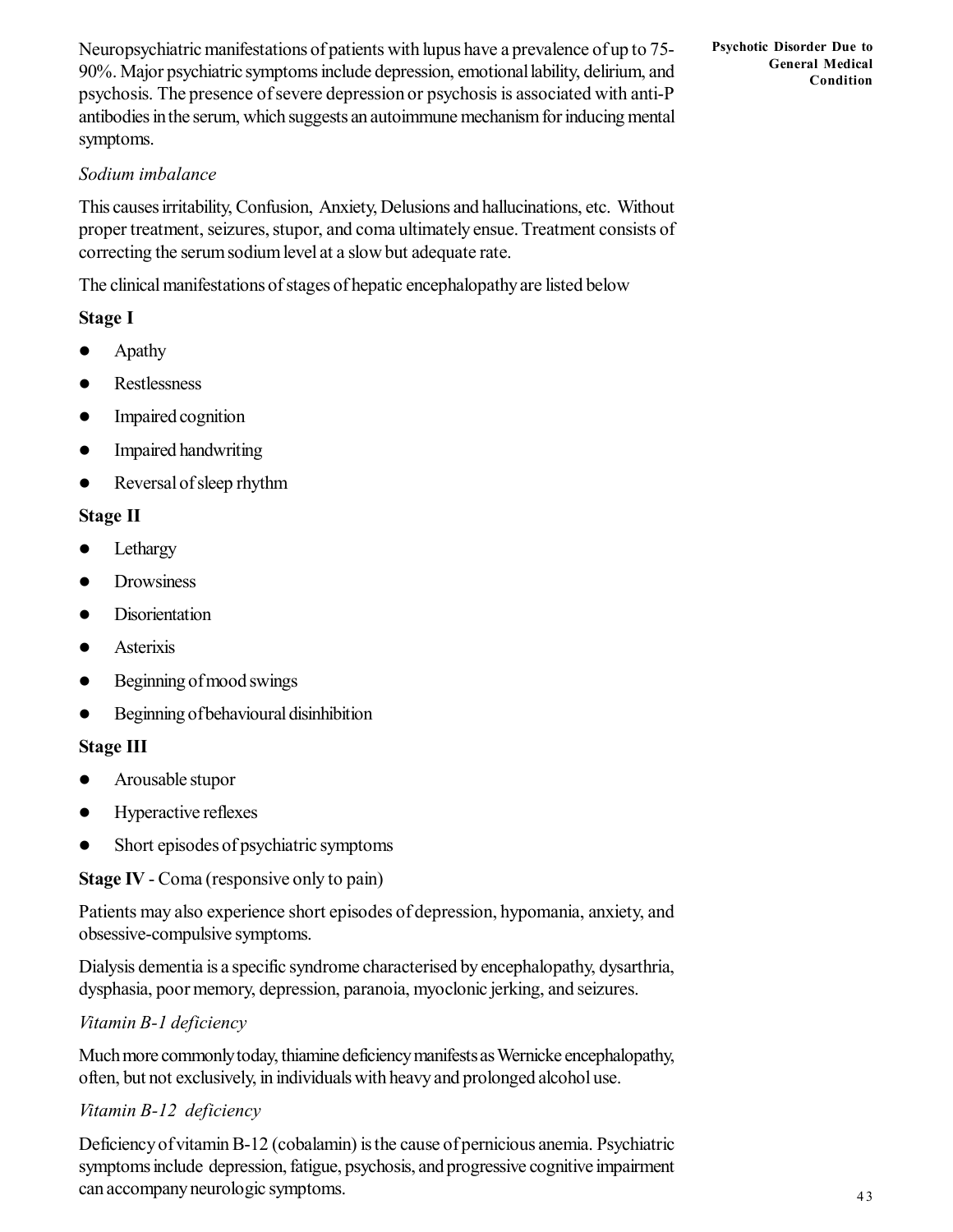Neuropsychiatric manifestations of patients with lupus have a prevalence of up to 75-90%. Major psychiatric symptoms include depression, emotional lability, delirium, and psychosis. The presence of severe depression or psychosis is associated with anti-P antibodies in the serum, which suggests an autoimmune mechanism for inducing mental symptoms.

*Sodium imbalance*

This causes irritability, Confusion, Anxiety, Delusions and hallucinations, etc. Without proper treatment, seizures, stupor, and coma ultimately ensue. Treatment consists of correcting the serum sodium level at a slow but adequate rate.

The clinical manifestations of stages of hepatic encephalopathy are listed below

**Stage I**

- Apathy
- Restlessness
- Impaired cognition
- Impaired handwriting
- Reversal of sleep rhythm

**Stage II**

- Lethargy
- Drowsiness
- Disorientation
- Asterixis
- Beginning of mood swings
- Beginning of behavioural disinhibition

**Stage III**

- Arousable stupor
- Hyperactive reflexes
- Short episodes of psychiatric symptoms

**Stage IV** - Coma (responsive only to pain)

Patients may also experience short episodes of depression, hypomania, anxiety, and obsessive-compulsive symptoms.

Dialysis dementia is a specific syndrome characterised by encephalopathy, dysarthria, dysphasia, poor memory, depression, paranoia, myoclonic jerking, and seizures.

*Vitamin B-1 deficiency*

Much more commonly today, thiamine deficiency manifests as Wernicke encephalopathy, often, but not exclusively, in individuals with heavy and prolonged alcohol use.

*Vitamin B-12 deficiency*

Deficiency of vitamin B-12 (cobalamin) is the cause of pernicious anemia. Psychiatric symptoms include depression, fatigue, psychosis, and progressive cognitive impairment can accompany neurologic symptoms.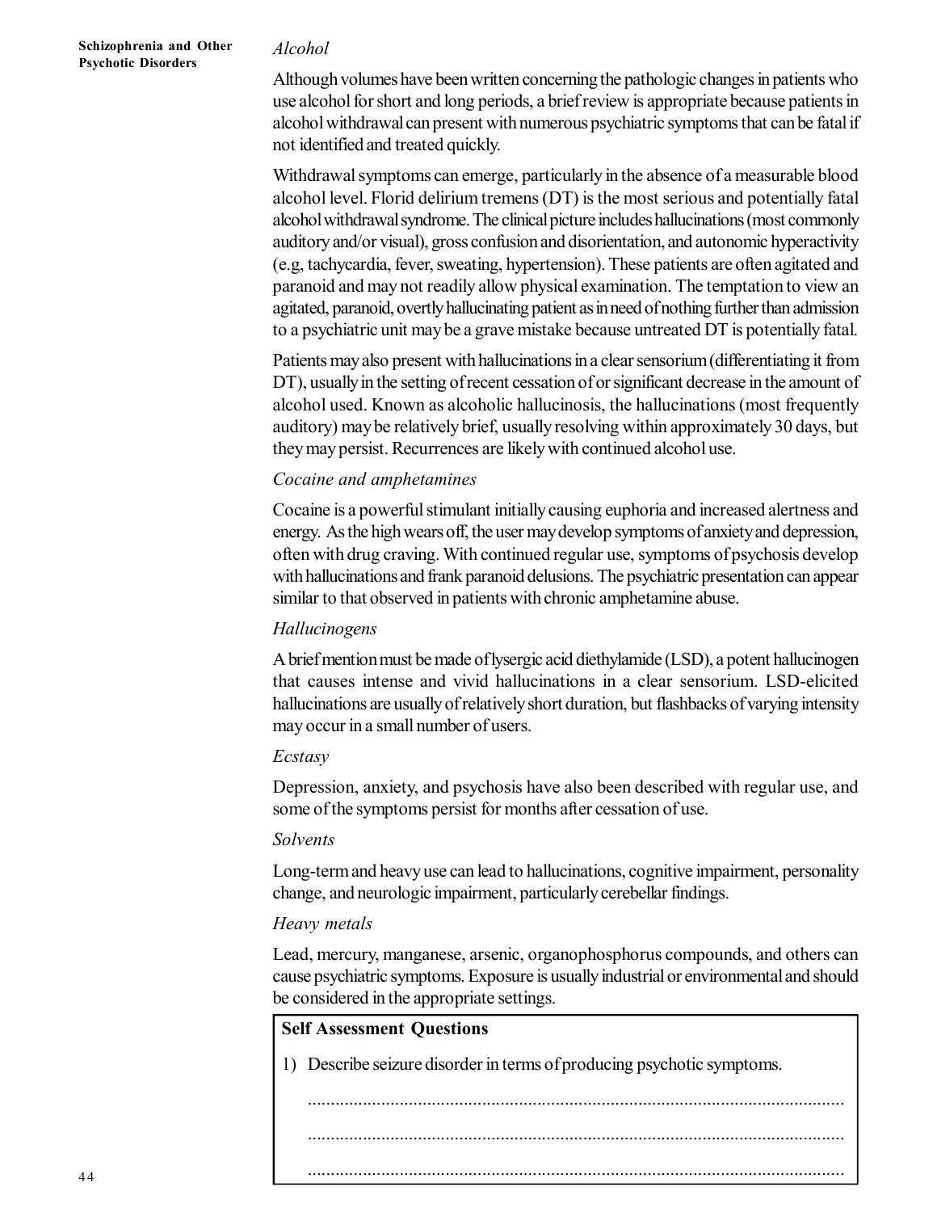*Alcohol*

Although volumes have been written concerning the pathologic changes in patients who use alcohol for short and long periods, a brief review is appropriate because patients in alcohol withdrawal can present with numerous psychiatric symptoms that can be fatal if not identified and treated quickly.

Withdrawal symptoms can emerge, particularly in the absence of a measurable blood alcohol level. Florid delirium tremens (DT) is the most serious and potentially fatal alcohol withdrawal syndrome. The clinical picture includes hallucinations (most commonly auditory and/or visual), gross confusion and disorientation, and autonomic hyperactivity (e.g, tachycardia, fever, sweating, hypertension). These patients are often agitated and paranoid and may not readily allow physical examination. The temptation to view an agitated, paranoid, overtly hallucinating patient as in need of nothing further than admission to a psychiatric unit may be a grave mistake because untreated DT is potentially fatal.

Patients may also present with hallucinations in a clear sensorium (differentiating it from DT), usually in the setting of recent cessation of or significant decrease in the amount of alcohol used. Known as alcoholic hallucinosis, the hallucinations (most frequently auditory) may be relatively brief, usually resolving within approximately 30 days, but they may persist. Recurrences are likely with continued alcohol use.

*Cocaine and amphetamines*

Cocaine is a powerful stimulant initially causing euphoria and increased alertness and energy. As the high wears off, the user may develop symptoms of anxiety and depression, often with drug craving. With continued regular use, symptoms of psychosis develop with hallucinations and frank paranoid delusions. The psychiatric presentation can appear similar to that observed in patients with chronic amphetamine abuse.

*Hallucinogens*

A brief mention must be made of lysergic acid diethylamide (LSD), a potent hallucinogen that causes intense and vivid hallucinations in a clear sensorium. LSD-elicited hallucinations are usually of relatively short duration, but flashbacks of varying intensity may occur in a small number of users.

*Ecstasy*

Depression, anxiety, and psychosis have also been described with regular use, and some of the symptoms persist for months after cessation of use.

*Solvents*

Long-term and heavy use can lead to hallucinations, cognitive impairment, personality change, and neurologic impairment, particularly cerebellar findings.

*Heavy metals*

Lead, mercury, manganese, arsenic, organophosphorus compounds, and others can cause psychiatric symptoms. Exposure is usually industrial or environmental and should be considered in the appropriate settings.

**Self Assessment Questions**

1) Describe seizure disorder in terms of producing psychotic symptoms.

.....................................................................................................................

.....................................................................................................................

.....................................................................................................................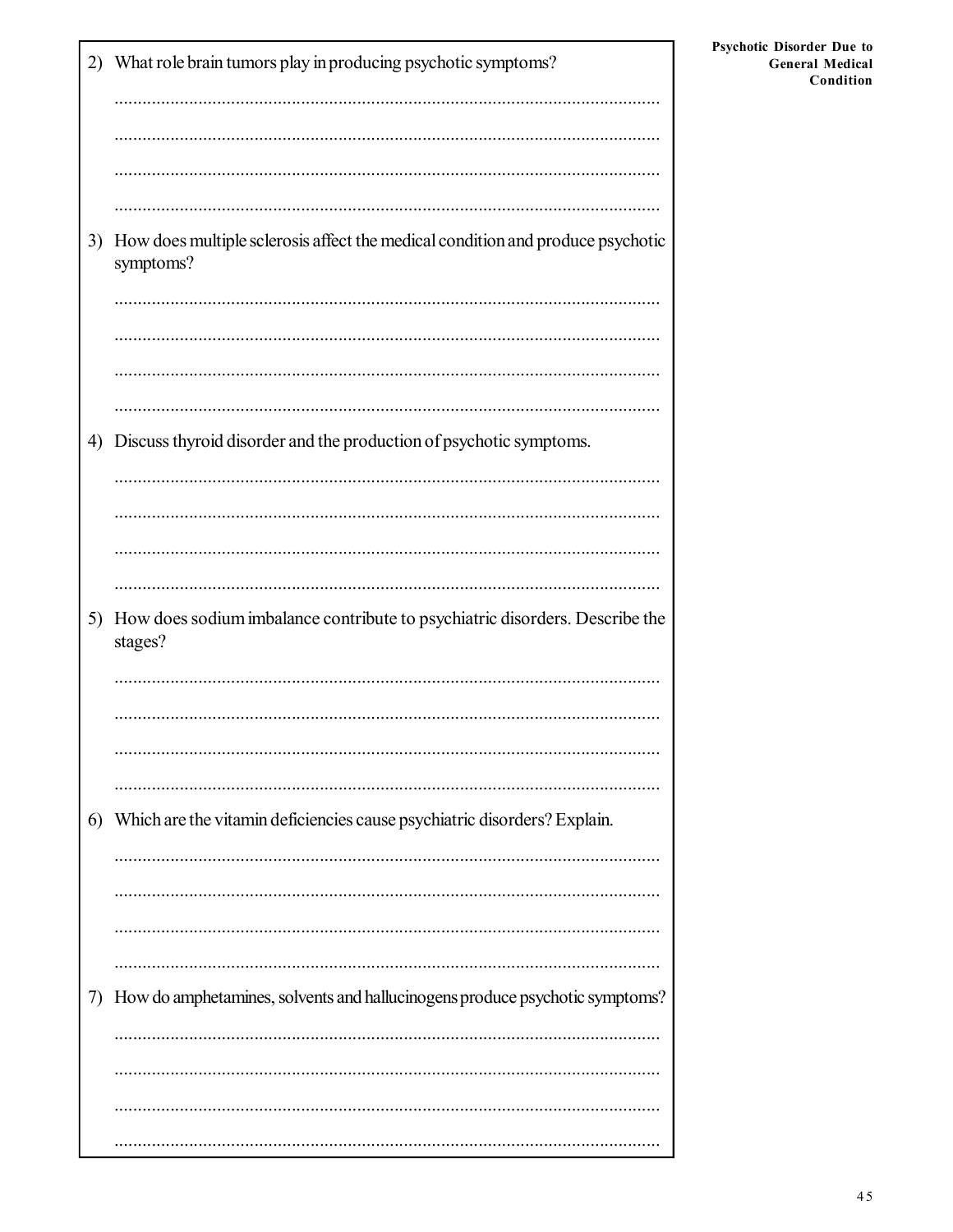2) What role brain tumors play in producing psychotic symptoms?

.....................................................................................................................

.....................................................................................................................

.....................................................................................................................

.....................................................................................................................

3) How does multiple sclerosis affect the medical condition and produce psychotic symptoms?

.....................................................................................................................

.....................................................................................................................

.....................................................................................................................

.....................................................................................................................

4) Discuss thyroid disorder and the production of psychotic symptoms.

.....................................................................................................................

.....................................................................................................................

.....................................................................................................................

.....................................................................................................................

5) How does sodium imbalance contribute to psychiatric disorders. Describe the stages?

.....................................................................................................................

.....................................................................................................................

.....................................................................................................................

.....................................................................................................................

6) Which are the vitamin deficiencies cause psychiatric disorders? Explain.

.....................................................................................................................

.....................................................................................................................

.....................................................................................................................

.....................................................................................................................

7) How do amphetamines, solvents and hallucinogens produce psychotic symptoms?

.....................................................................................................................

.....................................................................................................................

.....................................................................................................................

.....................................................................................................................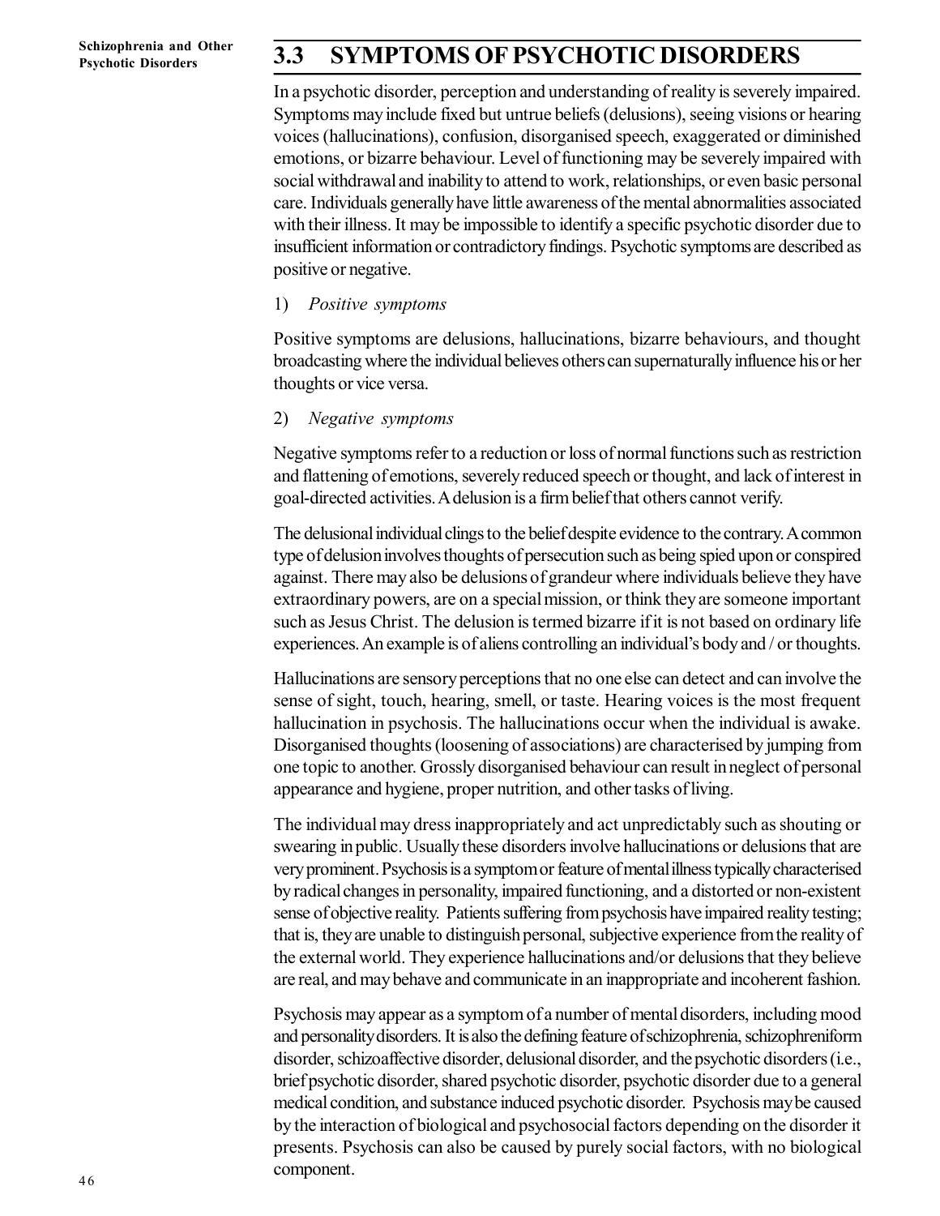## 3.3 SYMPTOMS OF PSYCHOTIC DISORDERS

In a psychotic disorder, perception and understanding of reality is severely impaired. Symptoms may include fixed but untrue beliefs (delusions), seeing visions or hearing voices (hallucinations), confusion, disorganised speech, exaggerated or diminished emotions, or bizarre behaviour. Level of functioning may be severely impaired with social withdrawal and inability to attend to work, relationships, or even basic personal care. Individuals generally have little awareness of the mental abnormalities associated with their illness. It may be impossible to identify a specific psychotic disorder due to insufficient information or contradictory findings. Psychotic symptoms are described as positive or negative.

1) *Positive symptoms*

Positive symptoms are delusions, hallucinations, bizarre behaviours, and thought broadcasting where the individual believes others can supernaturally influence his or her thoughts or vice versa.

2) *Negative symptoms*

Negative symptoms refer to a reduction or loss of normal functions such as restriction and flattening of emotions, severely reduced speech or thought, and lack of interest in goal-directed activities. A delusion is a firm belief that others cannot verify.

The delusional individual clings to the belief despite evidence to the contrary. A common type of delusion involves thoughts of persecution such as being spied upon or conspired against. There may also be delusions of grandeur where individuals believe they have extraordinary powers, are on a special mission, or think they are someone important such as Jesus Christ. The delusion is termed bizarre if it is not based on ordinary life experiences. An example is of aliens controlling an individual's body and / or thoughts.

Hallucinations are sensory perceptions that no one else can detect and can involve the sense of sight, touch, hearing, smell, or taste. Hearing voices is the most frequent hallucination in psychosis. The hallucinations occur when the individual is awake. Disorganised thoughts (loosening of associations) are characterised by jumping from one topic to another. Grossly disorganised behaviour can result in neglect of personal appearance and hygiene, proper nutrition, and other tasks of living.

The individual may dress inappropriately and act unpredictably such as shouting or swearing in public. Usually these disorders involve hallucinations or delusions that are very prominent. Psychosis is a symptom or feature of mental illness typically characterised by radical changes in personality, impaired functioning, and a distorted or non-existent sense of objective reality. Patients suffering from psychosis have impaired reality testing; that is, they are unable to distinguish personal, subjective experience from the reality of the external world. They experience hallucinations and/or delusions that they believe are real, and may behave and communicate in an inappropriate and incoherent fashion.

Psychosis may appear as a symptom of a number of mental disorders, including mood and personality disorders. It is also the defining feature of schizophrenia, schizophreniform disorder, schizoaffective disorder, delusional disorder, and the psychotic disorders (i.e., brief psychotic disorder, shared psychotic disorder, psychotic disorder due to a general medical condition, and substance induced psychotic disorder. Psychosis may be caused by the interaction of biological and psychosocial factors depending on the disorder it presents. Psychosis can also be caused by purely social factors, with no biological component.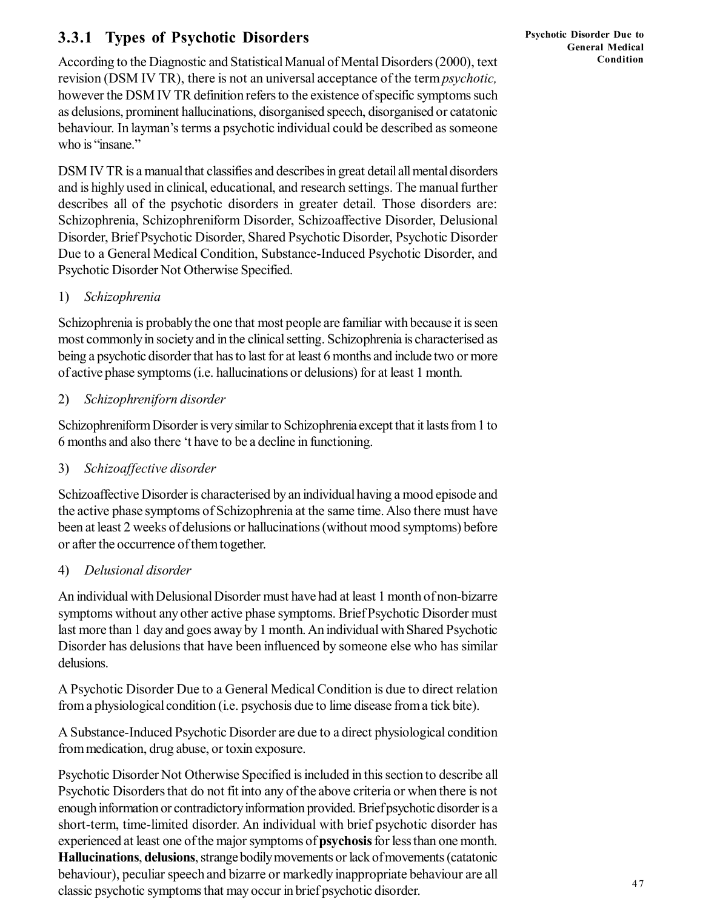### 3.3.1 Types of Psychotic Disorders

According to the Diagnostic and Statistical Manual of Mental Disorders (2000), text revision (DSM IV TR), there is not an universal acceptance of the term *psychotic,* however the DSM IV TR definition refers to the existence of specific symptoms such as delusions, prominent hallucinations, disorganised speech, disorganised or catatonic behaviour. In layman's terms a psychotic individual could be described as someone who is "insane."

DSM IV TR is a manual that classifies and describes in great detail all mental disorders and is highly used in clinical, educational, and research settings. The manual further describes all of the psychotic disorders in greater detail. Those disorders are: Schizophrenia, Schizophreniform Disorder, Schizoaffective Disorder, Delusional Disorder, Brief Psychotic Disorder, Shared Psychotic Disorder, Psychotic Disorder Due to a General Medical Condition, Substance-Induced Psychotic Disorder, and Psychotic Disorder Not Otherwise Specified.

1) *Schizophrenia*

Schizophrenia is probably the one that most people are familiar with because it is seen most commonly in society and in the clinical setting. Schizophrenia is characterised as being a psychotic disorder that has to last for at least 6 months and include two or more of active phase symptoms (i.e. hallucinations or delusions) for at least 1 month.

2) *Schizophreniforn disorder*

Schizophreniform Disorder is very similar to Schizophrenia except that it lasts from 1 to 6 months and also there 't have to be a decline in functioning.

3) *Schizoaffective disorder*

Schizoaffective Disorder is characterised by an individual having a mood episode and the active phase symptoms of Schizophrenia at the same time. Also there must have been at least 2 weeks of delusions or hallucinations (without mood symptoms) before or after the occurrence of them together.

4) *Delusional disorder*

An individual with Delusional Disorder must have had at least 1 month of non-bizarre symptoms without any other active phase symptoms. Brief Psychotic Disorder must last more than 1 day and goes away by 1 month. An individual with Shared Psychotic Disorder has delusions that have been influenced by someone else who has similar delusions.

**Psychotic Disorder Due to General Medical Condition**

A Psychotic Disorder Due to a General Medical Condition is due to direct relation from a physiological condition (i.e. psychosis due to lime disease from a tick bite).

A Substance-Induced Psychotic Disorder are due to a direct physiological condition from medication, drug abuse, or toxin exposure.

Psychotic Disorder Not Otherwise Specified is included in this section to describe all Psychotic Disorders that do not fit into any of the above criteria or when there is not enough information or contradictory information provided. Brief psychotic disorder is a short-term, time-limited disorder. An individual with brief psychotic disorder has experienced at least one of the major symptoms of **psychosis** for less than one month. **Hallucinations**, **delusions**, strange bodily movements or lack of movements (catatonic behaviour), peculiar speech and bizarre or markedly inappropriate behaviour are all classic psychotic symptoms that may occur in brief psychotic disorder.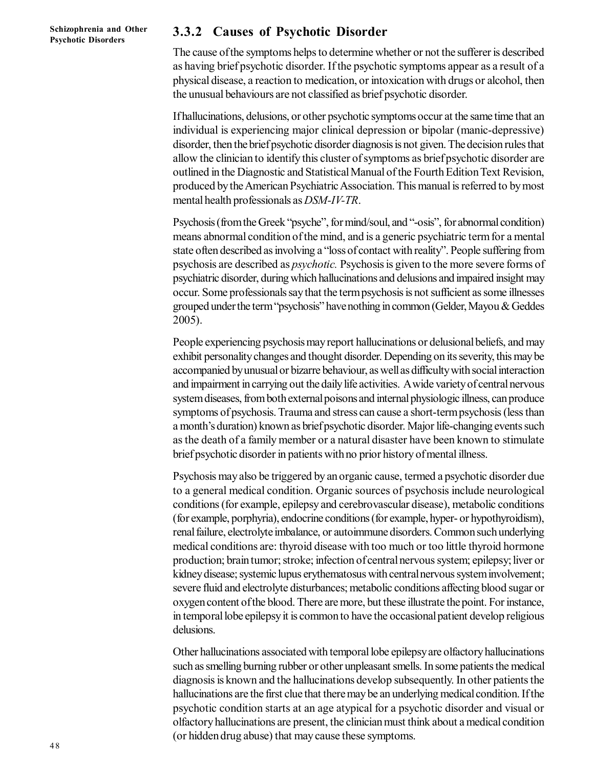### 3.3.2 Causes of Psychotic Disorder

The cause of the symptoms helps to determine whether or not the sufferer is described as having brief psychotic disorder. If the psychotic symptoms appear as a result of a physical disease, a reaction to medication, or intoxication with drugs or alcohol, then the unusual behaviours are not classified as brief psychotic disorder.

If hallucinations, delusions, or other psychotic symptoms occur at the same time that an individual is experiencing major clinical depression or bipolar (manic-depressive) disorder, then the brief psychotic disorder diagnosis is not given. The decision rules that allow the clinician to identify this cluster of symptoms as brief psychotic disorder are outlined in the Diagnostic and Statistical Manual of the Fourth Edition Text Revision, produced by the American Psychiatric Association. This manual is referred to by most mental health professionals as *DSM-IV-TR*.

Psychosis (from the Greek "psyche", for mind/soul, and "-osis", for abnormal condition) means abnormal condition of the mind, and is a generic psychiatric term for a mental state often described as involving a "loss of contact with reality". People suffering from psychosis are described as *psychotic.* Psychosis is given to the more severe forms of psychiatric disorder, during which hallucinations and delusions and impaired insight may occur. Some professionals say that the term psychosis is not sufficient as some illnesses grouped under the term "psychosis" have nothing in common (Gelder, Mayou & Geddes 2005).

People experiencing psychosis may report hallucinations or delusional beliefs, and may exhibit personality changes and thought disorder. Depending on its severity, this may be accompanied by unusual or bizarre behaviour, as well as difficulty with social interaction and impairment in carrying out the daily life activities. A wide variety of central nervous system diseases, from both external poisons and internal physiologic illness, can produce symptoms of psychosis. Trauma and stress can cause a short-term psychosis (less than a month's duration) known as brief psychotic disorder. Major life-changing events such as the death of a family member or a natural disaster have been known to stimulate brief psychotic disorder in patients with no prior history of mental illness.

Psychosis may also be triggered by an organic cause, termed a psychotic disorder due to a general medical condition. Organic sources of psychosis include neurological conditions (for example, epilepsy and cerebrovascular disease), metabolic conditions (for example, porphyria), endocrine conditions (for example, hyper- or hypothyroidism), renal failure, electrolyte imbalance, or autoimmune disorders. Common such underlying medical conditions are: thyroid disease with too much or too little thyroid hormone production; brain tumor; stroke; infection of central nervous system; epilepsy; liver or kidney disease; systemic lupus erythematosus with central nervous system involvement; severe fluid and electrolyte disturbances; metabolic conditions affecting blood sugar or oxygen content of the blood. There are more, but these illustrate the point. For instance, in temporal lobe epilepsy it is common to have the occasional patient develop religious delusions.

Other hallucinations associated with temporal lobe epilepsy are olfactory hallucinations such as smelling burning rubber or other unpleasant smells. In some patients the medical diagnosis is known and the hallucinations develop subsequently. In other patients the hallucinations are the first clue that there may be an underlying medical condition. If the psychotic condition starts at an age atypical for a psychotic disorder and visual or olfactory hallucinations are present, the clinician must think about a medical condition (or hidden drug abuse) that may cause these symptoms.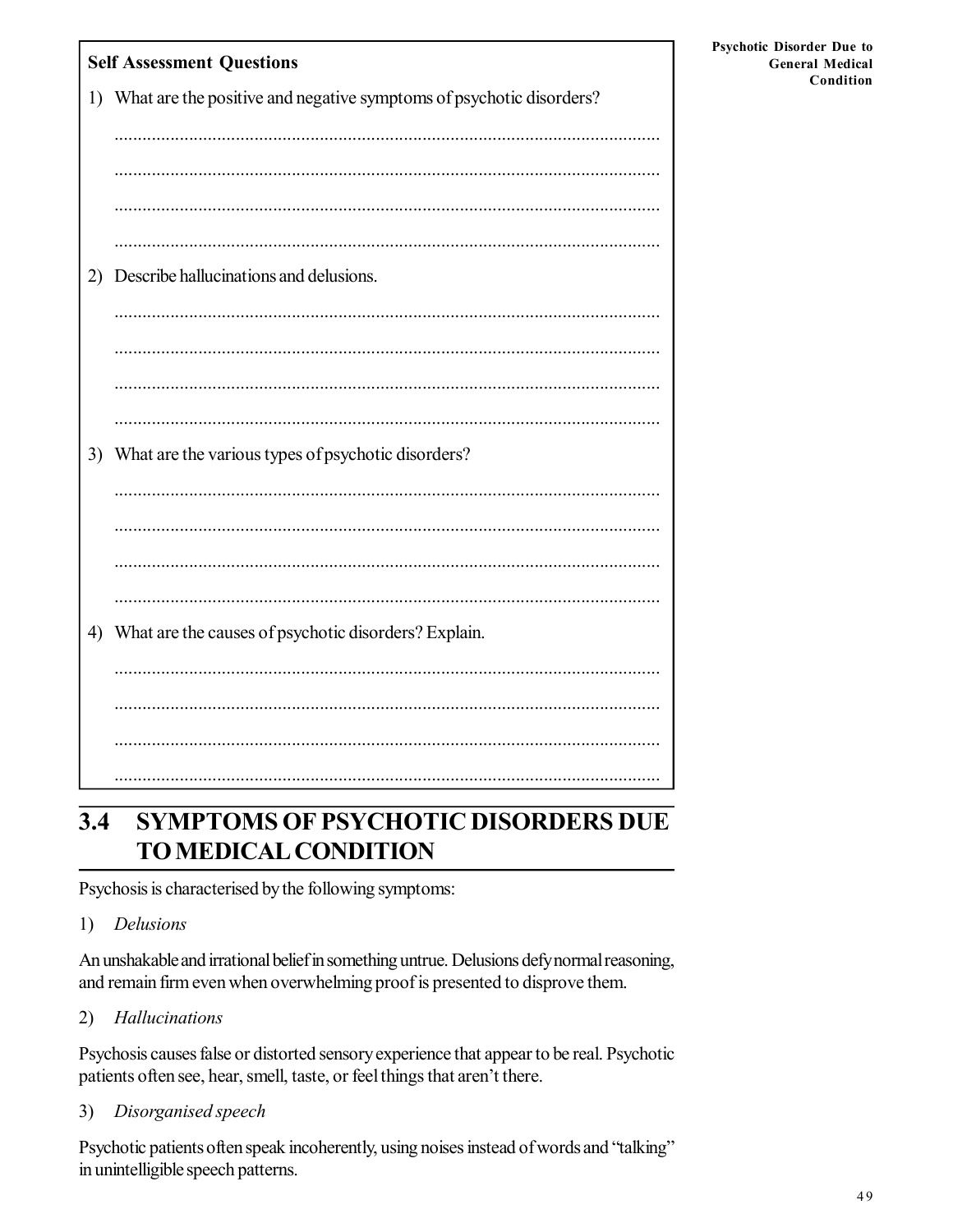**Self Assessment Questions**

1) What are the positive and negative symptoms of psychotic disorders?

.....................................................................................................................

.....................................................................................................................

.....................................................................................................................

.....................................................................................................................

2) Describe hallucinations and delusions.

.....................................................................................................................

.....................................................................................................................

.....................................................................................................................

.....................................................................................................................

3) What are the various types of psychotic disorders?

.....................................................................................................................

.....................................................................................................................

.....................................................................................................................

.....................................................................................................................

4) What are the causes of psychotic disorders? Explain.

.....................................................................................................................

.....................................................................................................................

.....................................................................................................................

.....................................................................................................................

## 3.4 SYMPTOMS OF PSYCHOTIC DISORDERS DUE TO MEDICAL CONDITION

Psychosis is characterised by the following symptoms:

1) *Delusions*

An unshakable and irrational belief in something untrue. Delusions defy normal reasoning, and remain firm even when overwhelming proof is presented to disprove them.

2) *Hallucinations*

Psychosis causes false or distorted sensory experience that appear to be real. Psychotic patients often see, hear, smell, taste, or feel things that aren't there.

3) *Disorganised speech*

Psychotic patients often speak incoherently, using noises instead of words and "talking" in unintelligible speech patterns.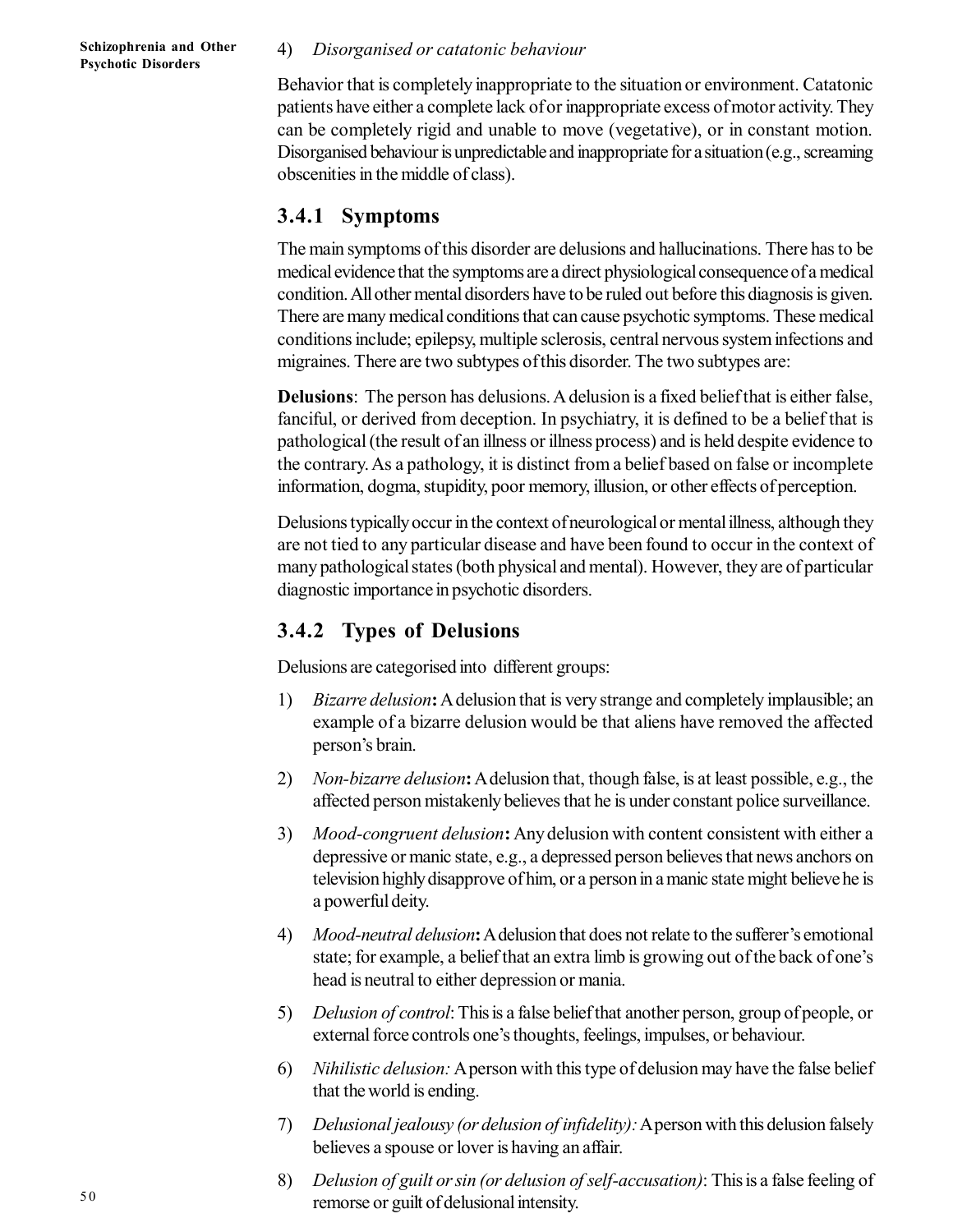4) *Disorganised or catatonic behaviour*

Behavior that is completely inappropriate to the situation or environment. Catatonic patients have either a complete lack of or inappropriate excess of motor activity. They can be completely rigid and unable to move (vegetative), or in constant motion. Disorganised behaviour is unpredictable and inappropriate for a situation (e.g., screaming obscenities in the middle of class).

### 3.4.1 Symptoms

The main symptoms of this disorder are delusions and hallucinations. There has to be medical evidence that the symptoms are a direct physiological consequence of a medical condition. All other mental disorders have to be ruled out before this diagnosis is given. There are many medical conditions that can cause psychotic symptoms. These medical conditions include; epilepsy, multiple sclerosis, central nervous system infections and migraines. There are two subtypes of this disorder. The two subtypes are:

**Delusions**: The person has delusions. A delusion is a fixed belief that is either false, fanciful, or derived from deception. In psychiatry, it is defined to be a belief that is pathological (the result of an illness or illness process) and is held despite evidence to the contrary. As a pathology, it is distinct from a belief based on false or incomplete information, dogma, stupidity, poor memory, illusion, or other effects of perception.

Delusions typically occur in the context of neurological or mental illness, although they are not tied to any particular disease and have been found to occur in the context of many pathological states (both physical and mental). However, they are of particular diagnostic importance in psychotic disorders.

### 3.4.2 Types of Delusions

Delusions are categorised into different groups:

1) *Bizarre delusion*: A delusion that is very strange and completely implausible; an example of a bizarre delusion would be that aliens have removed the affected person's brain.

2) *Non-bizarre delusion*: A delusion that, though false, is at least possible, e.g., the affected person mistakenly believes that he is under constant police surveillance.

3) *Mood-congruent delusion*: Any delusion with content consistent with either a depressive or manic state, e.g., a depressed person believes that news anchors on television highly disapprove of him, or a person in a manic state might believe he is a powerful deity.

4) *Mood-neutral delusion*: A delusion that does not relate to the sufferer's emotional state; for example, a belief that an extra limb is growing out of the back of one's head is neutral to either depression or mania.

5) *Delusion of control*: This is a false belief that another person, group of people, or external force controls one's thoughts, feelings, impulses, or behaviour.

6) *Nihilistic delusion:* A person with this type of delusion may have the false belief that the world is ending.

7) *Delusional jealousy (or delusion of infidelity):* A person with this delusion falsely believes a spouse or lover is having an affair.

8) *Delusion of guilt or sin (or delusion of self-accusation)*: This is a false feeling of remorse or guilt of delusional intensity.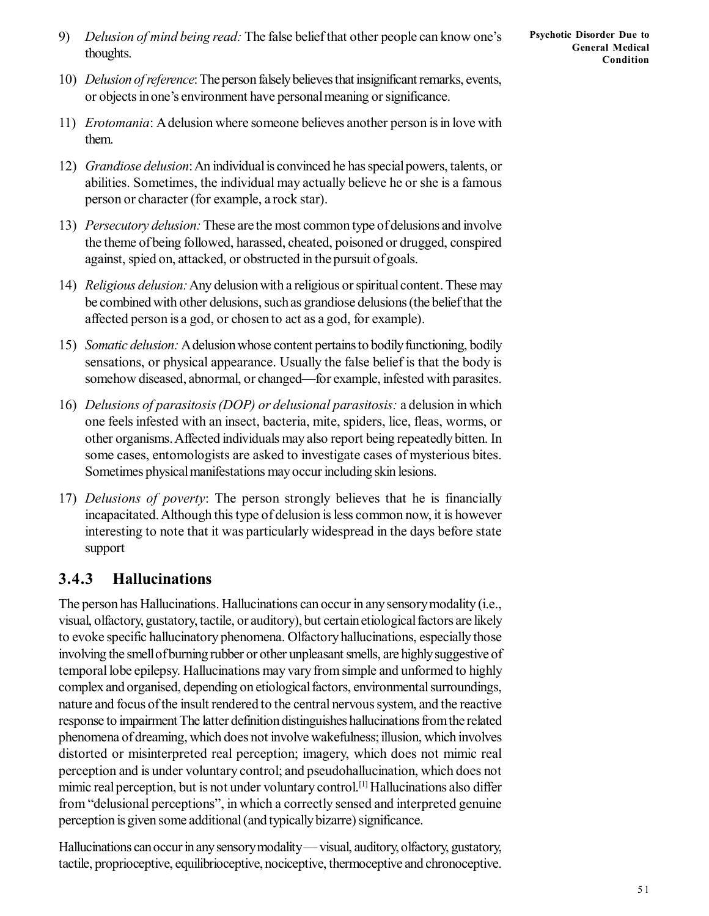9) *Delusion of mind being read:* The false belief that other people can know one's thoughts.

10) *Delusion of reference*: The person falsely believes that insignificant remarks, events, or objects in one's environment have personal meaning or significance.

11) *Erotomania*: A delusion where someone believes another person is in love with them.

12) *Grandiose delusion*: An individual is convinced he has special powers, talents, or abilities. Sometimes, the individual may actually believe he or she is a famous person or character (for example, a rock star).

13) *Persecutory delusion:* These are the most common type of delusions and involve the theme of being followed, harassed, cheated, poisoned or drugged, conspired against, spied on, attacked, or obstructed in the pursuit of goals.

14) *Religious delusion:* Any delusion with a religious or spiritual content. These may be combined with other delusions, such as grandiose delusions (the belief that the affected person is a god, or chosen to act as a god, for example).

15) *Somatic delusion:* A delusion whose content pertains to bodily functioning, bodily sensations, or physical appearance. Usually the false belief is that the body is somehow diseased, abnormal, or changed—for example, infested with parasites.

16) *Delusions of parasitosis (DOP) or delusional parasitosis:* a delusion in which one feels infested with an insect, bacteria, mite, spiders, lice, fleas, worms, or other organisms. Affected individuals may also report being repeatedly bitten. In some cases, entomologists are asked to investigate cases of mysterious bites. Sometimes physical manifestations may occur including skin lesions.

17) *Delusions of poverty*: The person strongly believes that he is financially incapacitated. Although this type of delusion is less common now, it is however interesting to note that it was particularly widespread in the days before state support

### 3.4.3 Hallucinations

The person has Hallucinations. Hallucinations can occur in any sensory modality (i.e., visual, olfactory, gustatory, tactile, or auditory), but certain etiological factors are likely to evoke specific hallucinatory phenomena. Olfactory hallucinations, especially those involving the smell of burning rubber or other unpleasant smells, are highly suggestive of temporal lobe epilepsy. Hallucinations may vary from simple and unformed to highly complex and organised, depending on etiological factors, environmental surroundings, nature and focus of the insult rendered to the central nervous system, and the reactive response to impairment The latter definition distinguishes hallucinations from the related phenomena of dreaming, which does not involve wakefulness; illusion, which involves distorted or misinterpreted real perception; imagery, which does not mimic real perception and is under voluntary control; and pseudohallucination, which does not mimic real perception, but is not under voluntary control.[1] Hallucinations also differ from "delusional perceptions", in which a correctly sensed and interpreted genuine perception is given some additional (and typically bizarre) significance.

Hallucinations can occur in any sensory modality — visual, auditory, olfactory, gustatory, tactile, proprioceptive, equilibrioceptive, nociceptive, thermoceptive and chronoceptive.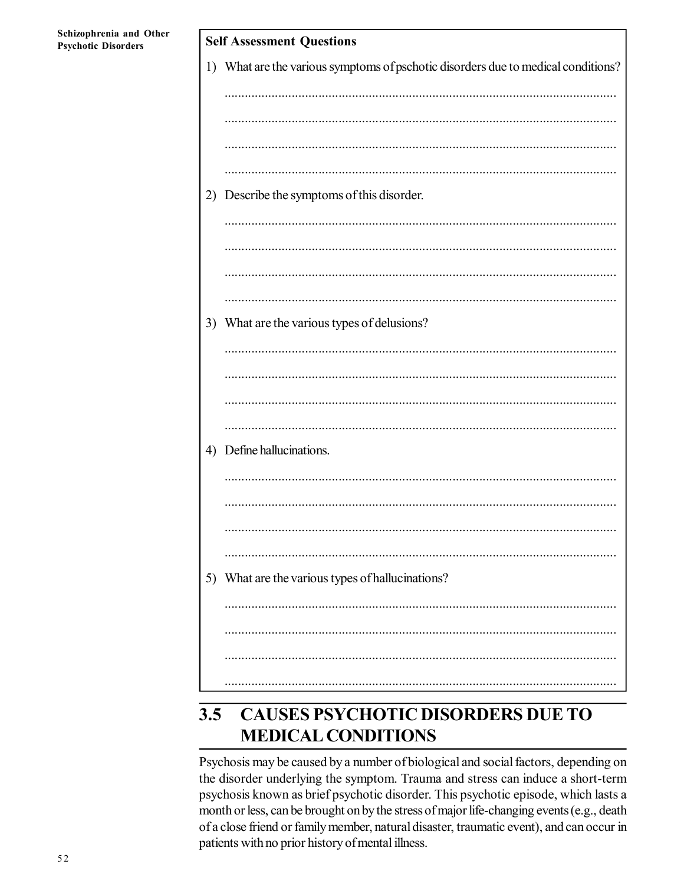**Self Assessment Questions**

1) What are the various symptoms of pschotic disorders due to medical conditions?

.....................................................................................................................

.....................................................................................................................

.....................................................................................................................

.....................................................................................................................

2) Describe the symptoms of this disorder.

.....................................................................................................................

.....................................................................................................................

.....................................................................................................................

.....................................................................................................................

3) What are the various types of delusions?

.....................................................................................................................

.....................................................................................................................

.....................................................................................................................

.....................................................................................................................

4) Define hallucinations.

.....................................................................................................................

.....................................................................................................................

.....................................................................................................................

.....................................................................................................................

5) What are the various types of hallucinations?

.....................................................................................................................

.....................................................................................................................

.....................................................................................................................

.....................................................................................................................

## 3.5 CAUSES PSYCHOTIC DISORDERS DUE TO MEDICAL CONDITIONS

Psychosis may be caused by a number of biological and social factors, depending on the disorder underlying the symptom. Trauma and stress can induce a short-term psychosis known as brief psychotic disorder. This psychotic episode, which lasts a month or less, can be brought on by the stress of major life-changing events (e.g., death of a close friend or family member, natural disaster, traumatic event), and can occur in patients with no prior history of mental illness.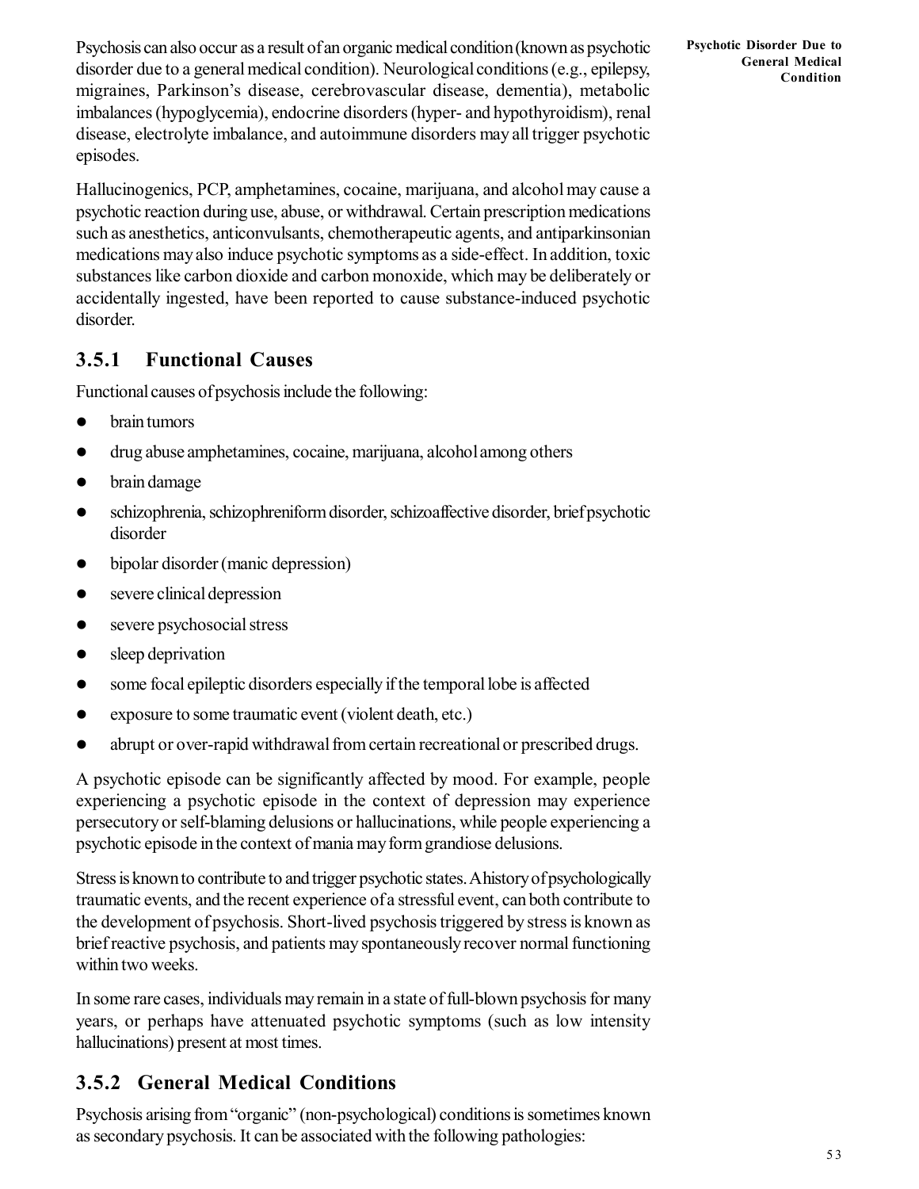Psychosis can also occur as a result of an organic medical condition (known as psychotic disorder due to a general medical condition). Neurological conditions (e.g., epilepsy, migraines, Parkinson's disease, cerebrovascular disease, dementia), metabolic imbalances (hypoglycemia), endocrine disorders (hyper- and hypothyroidism), renal disease, electrolyte imbalance, and autoimmune disorders may all trigger psychotic episodes.

**Psychotic Disorder Due to General Medical Condition**

Hallucinogenics, PCP, amphetamines, cocaine, marijuana, and alcohol may cause a psychotic reaction during use, abuse, or withdrawal. Certain prescription medications such as anesthetics, anticonvulsants, chemotherapeutic agents, and antiparkinsonian medications may also induce psychotic symptoms as a side-effect. In addition, toxic substances like carbon dioxide and carbon monoxide, which may be deliberately or accidentally ingested, have been reported to cause substance-induced psychotic disorder.

## 3.5.1 Functional Causes

Functional causes of psychosis include the following:

- brain tumors
- drug abuse amphetamines, cocaine, marijuana, alcohol among others
- brain damage
- schizophrenia, schizophreniform disorder, schizoaffective disorder, brief psychotic disorder
- bipolar disorder (manic depression)
- severe clinical depression
- severe psychosocial stress
- sleep deprivation
- some focal epileptic disorders especially if the temporal lobe is affected
- exposure to some traumatic event (violent death, etc.)
- abrupt or over-rapid withdrawal from certain recreational or prescribed drugs.

A psychotic episode can be significantly affected by mood. For example, people experiencing a psychotic episode in the context of depression may experience persecutory or self-blaming delusions or hallucinations, while people experiencing a psychotic episode in the context of mania may form grandiose delusions.

Stress is known to contribute to and trigger psychotic states. A history of psychologically traumatic events, and the recent experience of a stressful event, can both contribute to the development of psychosis. Short-lived psychosis triggered by stress is known as brief reactive psychosis, and patients may spontaneously recover normal functioning within two weeks.

In some rare cases, individuals may remain in a state of full-blown psychosis for many years, or perhaps have attenuated psychotic symptoms (such as low intensity hallucinations) present at most times.

## 3.5.2 General Medical Conditions

Psychosis arising from "organic" (non-psychological) conditions is sometimes known as secondary psychosis. It can be associated with the following pathologies: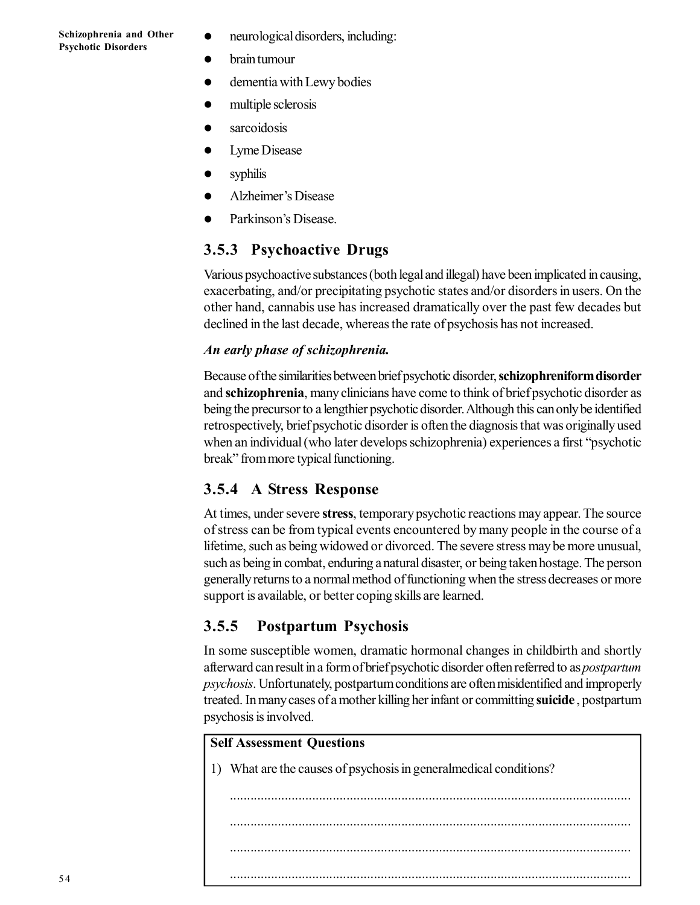- neurological disorders, including:
- brain tumour
- dementia with Lewy bodies
- multiple sclerosis
- sarcoidosis
- Lyme Disease
- syphilis
- Alzheimer's Disease
- Parkinson's Disease.

### 3.5.3 Psychoactive Drugs

Various psychoactive substances (both legal and illegal) have been implicated in causing, exacerbating, and/or precipitating psychotic states and/or disorders in users. On the other hand, cannabis use has increased dramatically over the past few decades but declined in the last decade, whereas the rate of psychosis has not increased.

***An early phase of schizophrenia.***

Because of the similarities between brief psychotic disorder, **schizophreniform disorder** and **schizophrenia**, many clinicians have come to think of brief psychotic disorder as being the precursor to a lengthier psychotic disorder. Although this can only be identified retrospectively, brief psychotic disorder is often the diagnosis that was originally used when an individual (who later develops schizophrenia) experiences a first "psychotic break" from more typical functioning.

### 3.5.4 A Stress Response

At times, under severe **stress**, temporary psychotic reactions may appear. The source of stress can be from typical events encountered by many people in the course of a lifetime, such as being widowed or divorced. The severe stress may be more unusual, such as being in combat, enduring a natural disaster, or being taken hostage. The person generally returns to a normal method of functioning when the stress decreases or more support is available, or better coping skills are learned.

### 3.5.5 Postpartum Psychosis

In some susceptible women, dramatic hormonal changes in childbirth and shortly afterward can result in a form of brief psychotic disorder often referred to as *postpartum psychosis*. Unfortunately, postpartum conditions are often misidentified and improperly treated. In many cases of a mother killing her infant or committing **suicide** , postpartum psychosis is involved.

**Self Assessment Questions**

1) What are the causes of psychosis in generalmedical conditions?

.....................................................................................................................

.....................................................................................................................

.....................................................................................................................

.....................................................................................................................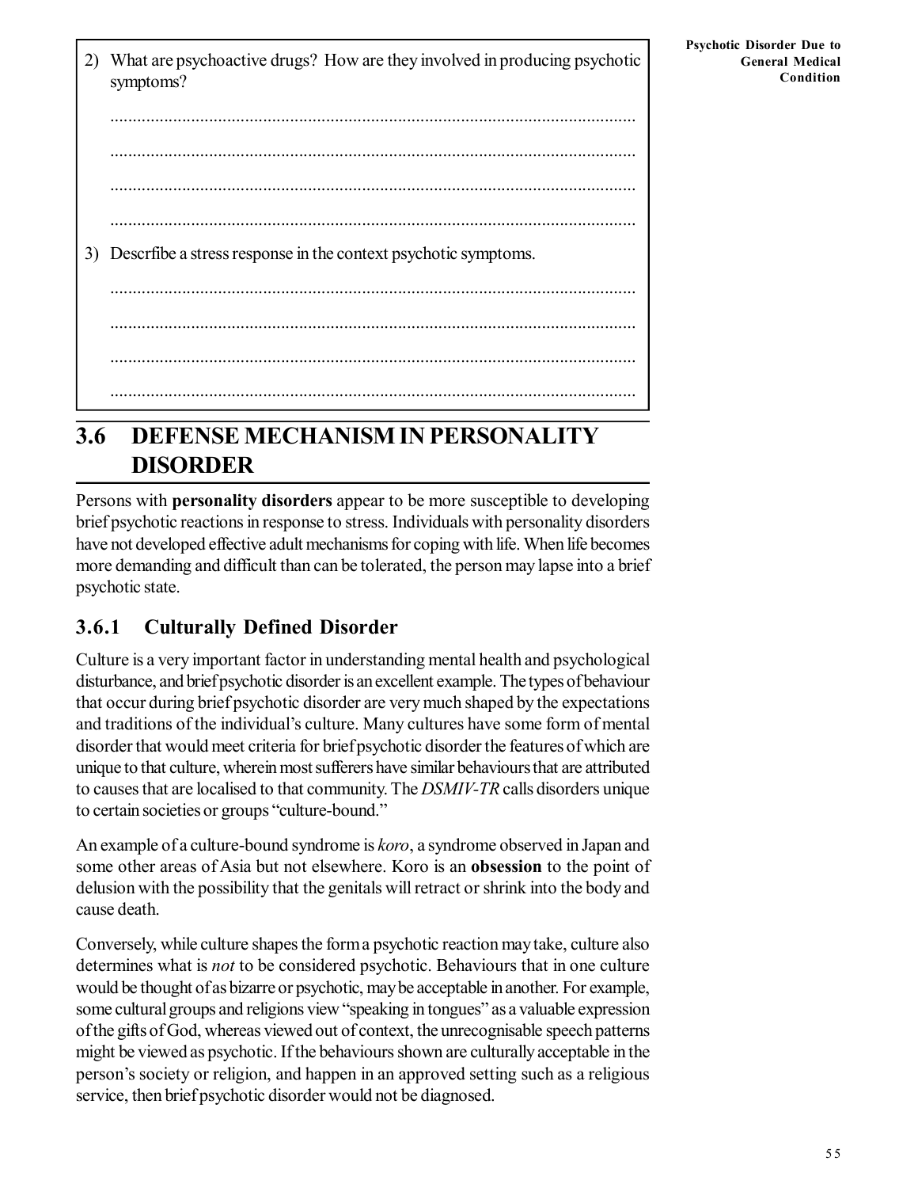2) What are psychoactive drugs? How are they involved in producing psychotic symptoms?

.....................................................................................................................

.....................................................................................................................

.....................................................................................................................

.....................................................................................................................

3) Descrfibe a stress response in the context psychotic symptoms.

.....................................................................................................................

.....................................................................................................................

.....................................................................................................................

.....................................................................................................................

## 3.6 DEFENSE MECHANISM IN PERSONALITY DISORDER

Persons with **personality disorders** appear to be more susceptible to developing brief psychotic reactions in response to stress. Individuals with personality disorders have not developed effective adult mechanisms for coping with life. When life becomes more demanding and difficult than can be tolerated, the person may lapse into a brief psychotic state.

### 3.6.1 Culturally Defined Disorder

Culture is a very important factor in understanding mental health and psychological disturbance, and brief psychotic disorder is an excellent example. The types of behaviour that occur during brief psychotic disorder are very much shaped by the expectations and traditions of the individual's culture. Many cultures have some form of mental disorder that would meet criteria for brief psychotic disorder the features of which are unique to that culture, wherein most sufferers have similar behaviours that are attributed to causes that are localised to that community. The *DSMIV-TR* calls disorders unique to certain societies or groups "culture-bound."

An example of a culture-bound syndrome is *koro*, a syndrome observed in Japan and some other areas of Asia but not elsewhere. Koro is an **obsession** to the point of delusion with the possibility that the genitals will retract or shrink into the body and cause death.

Conversely, while culture shapes the form a psychotic reaction may take, culture also determines what is *not* to be considered psychotic. Behaviours that in one culture would be thought of as bizarre or psychotic, may be acceptable in another. For example, some cultural groups and religions view "speaking in tongues" as a valuable expression of the gifts of God, whereas viewed out of context, the unrecognisable speech patterns might be viewed as psychotic. If the behaviours shown are culturally acceptable in the person's society or religion, and happen in an approved setting such as a religious service, then brief psychotic disorder would not be diagnosed.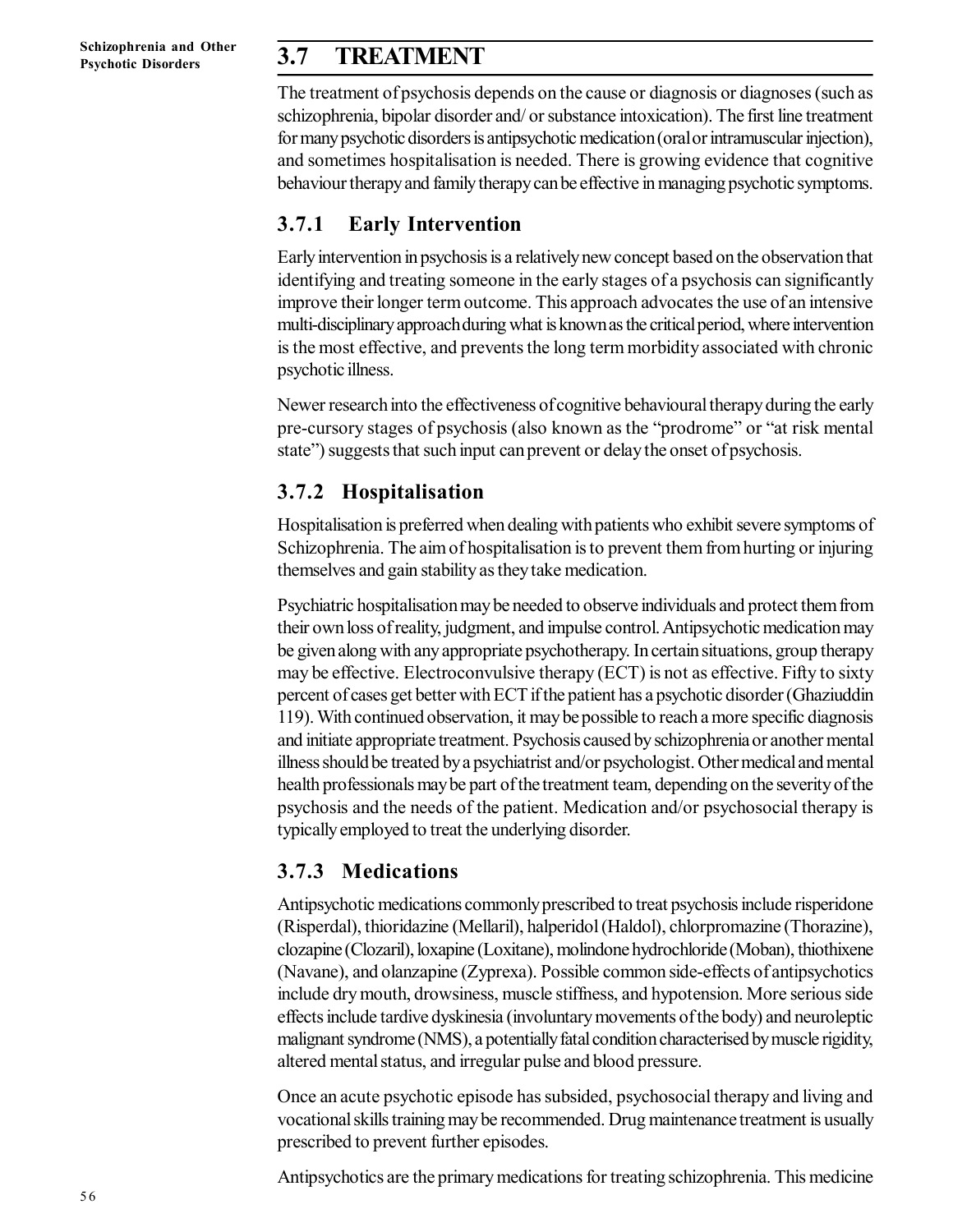## 3.7 TREATMENT

The treatment of psychosis depends on the cause or diagnosis or diagnoses (such as schizophrenia, bipolar disorder and/ or substance intoxication). The first line treatment for many psychotic disorders is antipsychotic medication (oral or intramuscular injection), and sometimes hospitalisation is needed. There is growing evidence that cognitive behaviour therapy and family therapy can be effective in managing psychotic symptoms.

### 3.7.1 Early Intervention

Early intervention in psychosis is a relatively new concept based on the observation that identifying and treating someone in the early stages of a psychosis can significantly improve their longer term outcome. This approach advocates the use of an intensive multi-disciplinary approach during what is known as the critical period, where intervention is the most effective, and prevents the long term morbidity associated with chronic psychotic illness.

Newer research into the effectiveness of cognitive behavioural therapy during the early pre-cursory stages of psychosis (also known as the "prodrome" or "at risk mental state") suggests that such input can prevent or delay the onset of psychosis.

### 3.7.2 Hospitalisation

Hospitalisation is preferred when dealing with patients who exhibit severe symptoms of Schizophrenia. The aim of hospitalisation is to prevent them from hurting or injuring themselves and gain stability as they take medication.

Psychiatric hospitalisation may be needed to observe individuals and protect them from their own loss of reality, judgment, and impulse control. Antipsychotic medication may be given along with any appropriate psychotherapy. In certain situations, group therapy may be effective. Electroconvulsive therapy (ECT) is not as effective. Fifty to sixty percent of cases get better with ECT if the patient has a psychotic disorder (Ghaziuddin 119). With continued observation, it may be possible to reach a more specific diagnosis and initiate appropriate treatment. Psychosis caused by schizophrenia or another mental illness should be treated by a psychiatrist and/or psychologist. Other medical and mental health professionals may be part of the treatment team, depending on the severity of the psychosis and the needs of the patient. Medication and/or psychosocial therapy is typically employed to treat the underlying disorder.

### 3.7.3 Medications

Antipsychotic medications commonly prescribed to treat psychosis include risperidone (Risperdal), thioridazine (Mellaril), halperidol (Haldol), chlorpromazine (Thorazine), clozapine (Clozaril), loxapine (Loxitane), molindone hydrochloride (Moban), thiothixene (Navane), and olanzapine (Zyprexa). Possible common side-effects of antipsychotics include dry mouth, drowsiness, muscle stiffness, and hypotension. More serious side effects include tardive dyskinesia (involuntary movements of the body) and neuroleptic malignant syndrome (NMS), a potentially fatal condition characterised by muscle rigidity, altered mental status, and irregular pulse and blood pressure.

Once an acute psychotic episode has subsided, psychosocial therapy and living and vocational skills training may be recommended. Drug maintenance treatment is usually prescribed to prevent further episodes.

Antipsychotics are the primary medications for treating schizophrenia. This medicine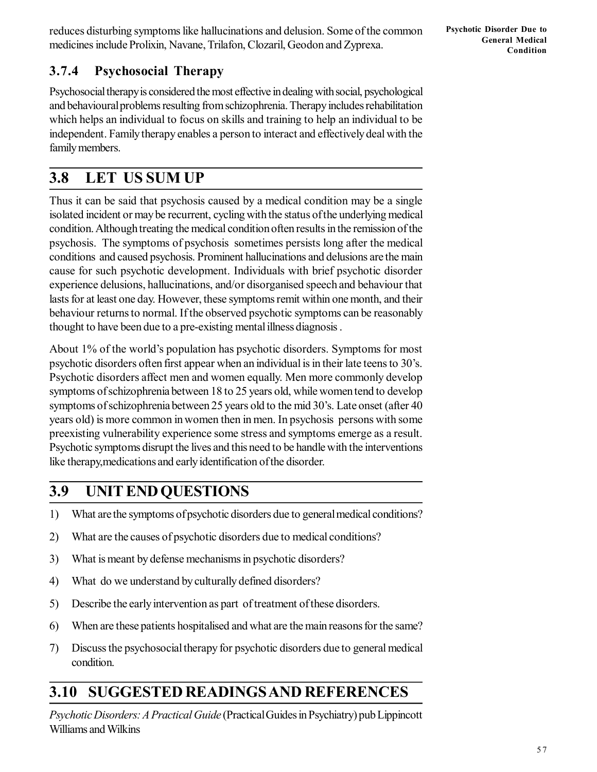reduces disturbing symptoms like hallucinations and delusion. Some of the common medicines include Prolixin, Navane, Trilafon, Clozaril, Geodon and Zyprexa.

### 3.7.4 Psychosocial Therapy

Psychosocial therapy is considered the most effective in dealing with social, psychological and behavioural problems resulting from schizophrenia. Therapy includes rehabilitation which helps an individual to focus on skills and training to help an individual to be independent. Family therapy enables a person to interact and effectively deal with the family members.

## 3.8 LET US SUM UP

Thus it can be said that psychosis caused by a medical condition may be a single isolated incident or may be recurrent, cycling with the status of the underlying medical condition. Although treating the medical condition often results in the remission of the psychosis. The symptoms of psychosis sometimes persists long after the medical conditions and caused psychosis. Prominent hallucinations and delusions are the main cause for such psychotic development. Individuals with brief psychotic disorder experience delusions, hallucinations, and/or disorganised speech and behaviour that lasts for at least one day. However, these symptoms remit within one month, and their behaviour returns to normal. If the observed psychotic symptoms can be reasonably thought to have been due to a pre-existing mental illness diagnosis .

About 1% of the world's population has psychotic disorders. Symptoms for most psychotic disorders often first appear when an individual is in their late teens to 30's. Psychotic disorders affect men and women equally. Men more commonly develop symptoms of schizophrenia between 18 to 25 years old, while women tend to develop symptoms of schizophrenia between 25 years old to the mid 30's. Late onset (after 40 years old) is more common in women then in men. In psychosis persons with some preexisting vulnerability experience some stress and symptoms emerge as a result. Psychotic symptoms disrupt the lives and this need to be handle with the interventions like therapy,medications and early identification of the disorder.

## 3.9 UNIT END QUESTIONS

1) What are the symptoms of psychotic disorders due to general medical conditions?
2) What are the causes of psychotic disorders due to medical conditions?
3) What is meant by defense mechanisms in psychotic disorders?
4) What do we understand by culturally defined disorders?
5) Describe the early intervention as part of treatment of these disorders.
6) When are these patients hospitalised and what are the main reasons for the same?
7) Discuss the psychosocial therapy for psychotic disorders due to general medical condition.

## 3.10 SUGGESTED READINGS AND REFERENCES

*Psychotic Disorders: A Practical Guide* (Practical Guides in Psychiatry) pub Lippincott Williams and Wilkins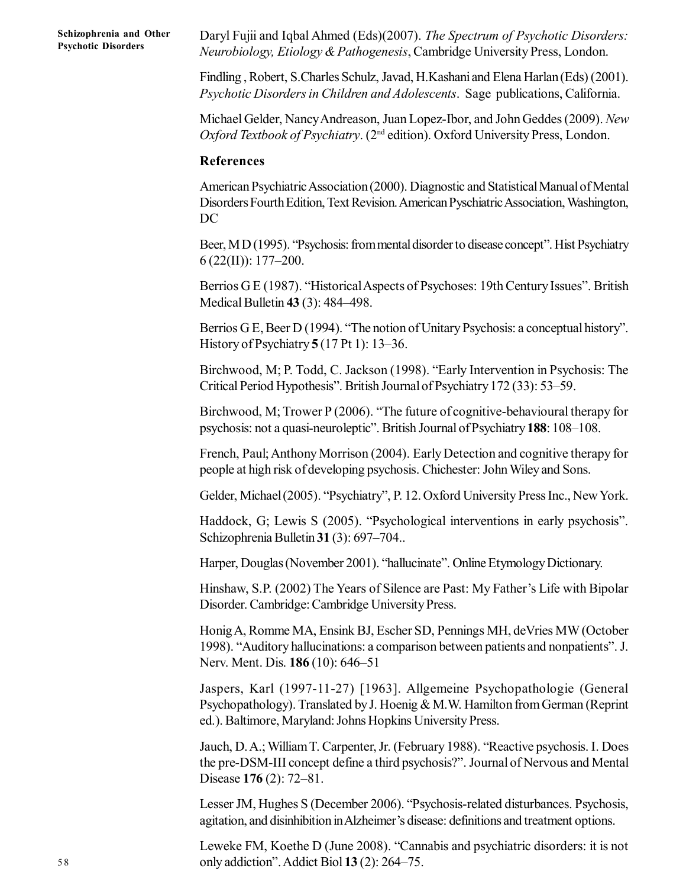Daryl Fujii and Iqbal Ahmed (Eds)(2007). *The Spectrum of Psychotic Disorders: Neurobiology, Etiology & Pathogenesis*, Cambridge University Press, London.

Findling , Robert, S.Charles Schulz, Javad, H.Kashani and Elena Harlan (Eds) (2001). *Psychotic Disorders in Children and Adolescents*. Sage publications, California.

Michael Gelder, Nancy Andreason, Juan Lopez-Ibor, and John Geddes (2009). *New Oxford Textbook of Psychiatry*. (2nd edition). Oxford University Press, London.

## References

American Psychiatric Association (2000). Diagnostic and Statistical Manual of Mental Disorders Fourth Edition, Text Revision. American Pyschiatric Association, Washington, DC

Beer, M D (1995). "Psychosis: from mental disorder to disease concept". Hist Psychiatry 6 (22(II)): 177–200.

Berrios G E (1987). "Historical Aspects of Psychoses: 19th Century Issues". British Medical Bulletin **43** (3): 484–498.

Berrios G E, Beer D (1994). "The notion of Unitary Psychosis: a conceptual history". History of Psychiatry **5** (17 Pt 1): 13–36.

Birchwood, M; P. Todd, C. Jackson (1998). "Early Intervention in Psychosis: The Critical Period Hypothesis". British Journal of Psychiatry 172 (33): 53–59.

Birchwood, M; Trower P (2006). "The future of cognitive-behavioural therapy for psychosis: not a quasi-neuroleptic". British Journal of Psychiatry **188**: 108–108.

French, Paul; Anthony Morrison (2004). Early Detection and cognitive therapy for people at high risk of developing psychosis. Chichester: John Wiley and Sons.

Gelder, Michael (2005). "Psychiatry", P. 12. Oxford University Press Inc., New York.

Haddock, G; Lewis S (2005). "Psychological interventions in early psychosis". Schizophrenia Bulletin **31** (3): 697–704..

Harper, Douglas (November 2001). "hallucinate". Online Etymology Dictionary.

Hinshaw, S.P. (2002) The Years of Silence are Past: My Father's Life with Bipolar Disorder. Cambridge: Cambridge University Press.

Honig A, Romme MA, Ensink BJ, Escher SD, Pennings MH, deVries MW (October 1998). "Auditory hallucinations: a comparison between patients and nonpatients". J. Nerv. Ment. Dis. **186** (10): 646–51

Jaspers, Karl (1997-11-27) [1963]. Allgemeine Psychopathologie (General Psychopathology). Translated by J. Hoenig & M.W. Hamilton from German (Reprint ed.). Baltimore, Maryland: Johns Hopkins University Press.

Jauch, D. A.; William T. Carpenter, Jr. (February 1988). "Reactive psychosis. I. Does the pre-DSM-III concept define a third psychosis?". Journal of Nervous and Mental Disease **176** (2): 72–81.

Lesser JM, Hughes S (December 2006). "Psychosis-related disturbances. Psychosis, agitation, and disinhibition in Alzheimer's disease: definitions and treatment options.

Leweke FM, Koethe D (June 2008). "Cannabis and psychiatric disorders: it is not only addiction". Addict Biol **13** (2): 264–75.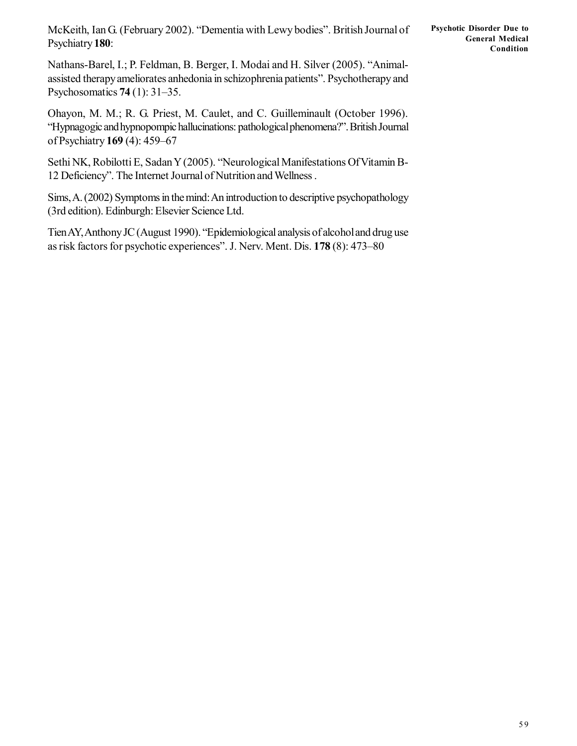McKeith, Ian G. (February 2002). "Dementia with Lewy bodies". British Journal of Psychiatry **180**:

Nathans-Barel, I.; P. Feldman, B. Berger, I. Modai and H. Silver (2005). "Animal-assisted therapy ameliorates anhedonia in schizophrenia patients". Psychotherapy and Psychosomatics **74** (1): 31–35.

Ohayon, M. M.; R. G. Priest, M. Caulet, and C. Guilleminault (October 1996). "Hypnagogic and hypnopompic hallucinations: pathological phenomena?". British Journal of Psychiatry **169** (4): 459–67

Sethi NK, Robilotti E, Sadan Y (2005). "Neurological Manifestations Of Vitamin B-12 Deficiency". The Internet Journal of Nutrition and Wellness .

Sims, A. (2002) Symptoms in the mind: An introduction to descriptive psychopathology (3rd edition). Edinburgh: Elsevier Science Ltd.

Tien AY, Anthony JC (August 1990). "Epidemiological analysis of alcohol and drug use as risk factors for psychotic experiences". J. Nerv. Ment. Dis. **178** (8): 473–80